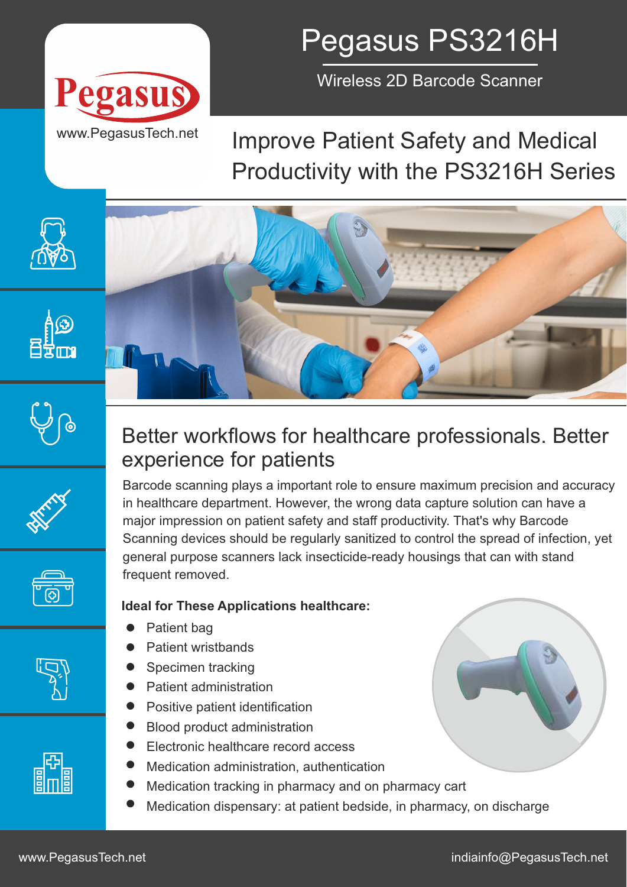Pegasus

www.PegasusTech.net

# Pegasus PS3216H

Wireless 2D Barcode Scanner

## Improve Patient Safety and Medical Productivity with the PS3216H Series

## Better workflows for healthcare professionals. Better experience for patients

Barcode scanning plays a important role to ensure maximum precision and accuracy in healthcare department. However, the wrong data capture solution can have a major impression on patient safety and staff productivity. That's why Barcode Scanning devices should be regularly sanitized to control the spread of infection, yet general purpose scanners lack insecticide-ready housings that can with stand frequent removed.

**Ideal for These Applications healthcare:**

- Patient bag
- Patient wristbands
- Specimen tracking
- Patient administration
- Positive patient identification
- Blood product administration
- Electronic healthcare record access
- Medication administration, authentication
- Medication tracking in pharmacy and on pharmacy cart
- Medication dispensary: at patient bedside, in pharmacy, on discharge

www.PegasusTech.net indiainfo@PegasusTech.net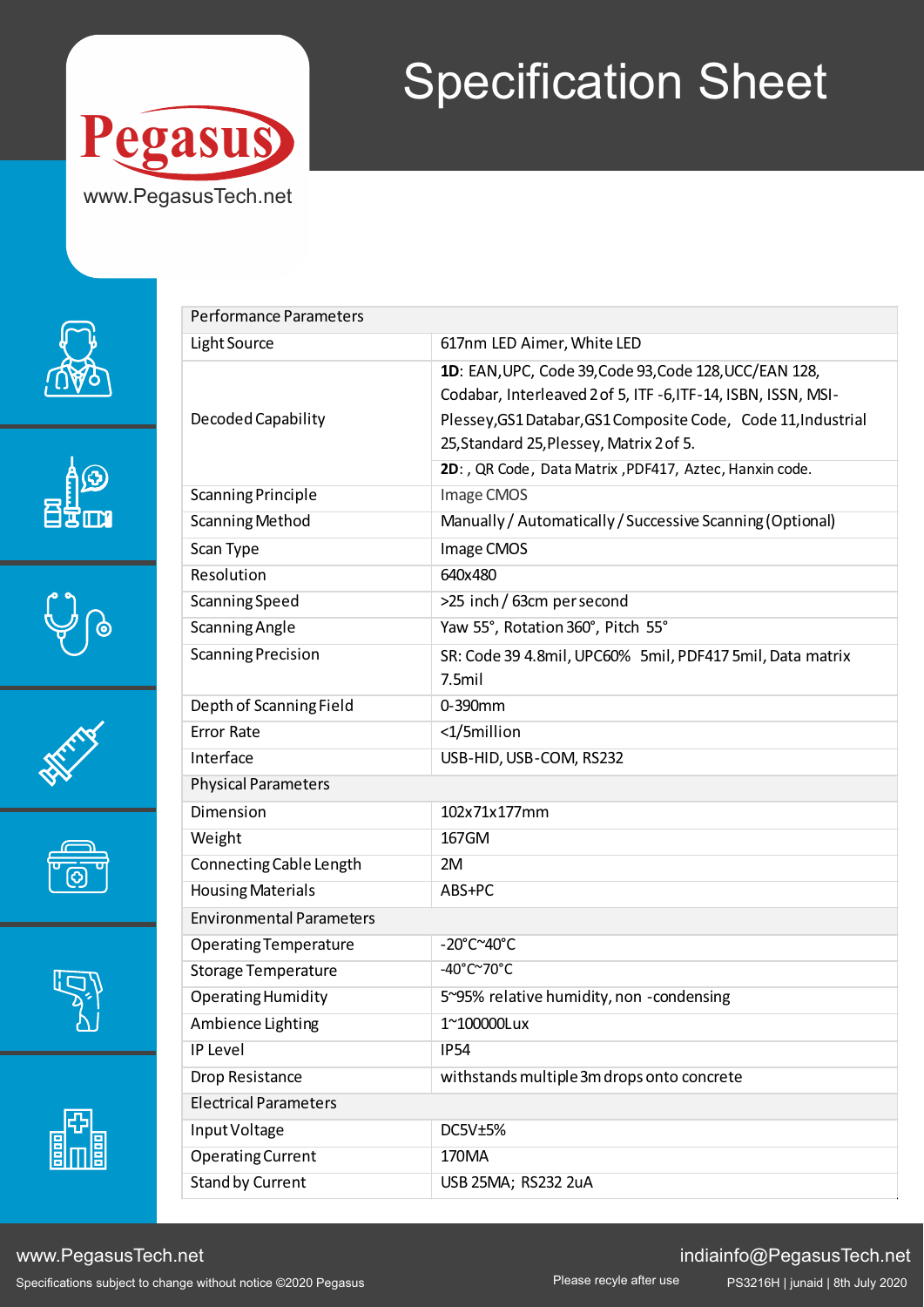# Specification Sheet

| | |
|---|---|
| **Performance Parameters** | |
| Light Source | 617nm LED Aimer, White LED |
| Decoded Capability | **1D**: EAN,UPC, Code 39,Code 93,Code 128,UCC/EAN 128, Codabar, Interleaved 2 of 5, ITF -6,ITF-14, ISBN, ISSN, MSI-Plessey,GS1 Databar,GS1 Composite Code, Code 11,Industrial 25,Standard 25,Plessey, Matrix 2 of 5. |
| | **2D**: , QR Code, Data Matrix ,PDF417, Aztec, Hanxin code. |
| Scanning Principle | Image CMOS |
| Scanning Method | Manually / Automatically / Successive Scanning (Optional) |
| Scan Type | Image CMOS |
| Resolution | 640x480 |
| Scanning Speed | >25 inch / 63cm per second |
| Scanning Angle | Yaw 55°, Rotation 360°, Pitch 55° |
| Scanning Precision | SR: Code 39 4.8mil, UPC60% 5mil, PDF417 5mil, Data matrix 7.5mil |
| Depth of Scanning Field | 0-390mm |
| Error Rate | <1/5million |
| Interface | USB-HID, USB-COM, RS232 |
| **Physical Parameters** | |
| Dimension | 102x71x177mm |
| Weight | 167GM |
| Connecting Cable Length | 2M |
| Housing Materials | ABS+PC |
| **Environmental Parameters** | |
| Operating Temperature | -20°C~40°C |
| Storage Temperature | -40°C~70°C |
| Operating Humidity | 5~95% relative humidity, non -condensing |
| Ambience Lighting | 1~100000Lux |
| IP Level | IP54 |
| Drop Resistance | withstands multiple 3m drops onto concrete |
| **Electrical Parameters** | |
| Input Voltage | DC5V±5% |
| Operating Current | 170MA |
| Stand by Current | USB 25MA; RS232 2uA |

www.PegasusTech.net

indiainfo@PegasusTech.net

Specifications subject to change without notice ©2020 Pegasus

Please recyle after use

PS3216H | junaid | 8th July 2020